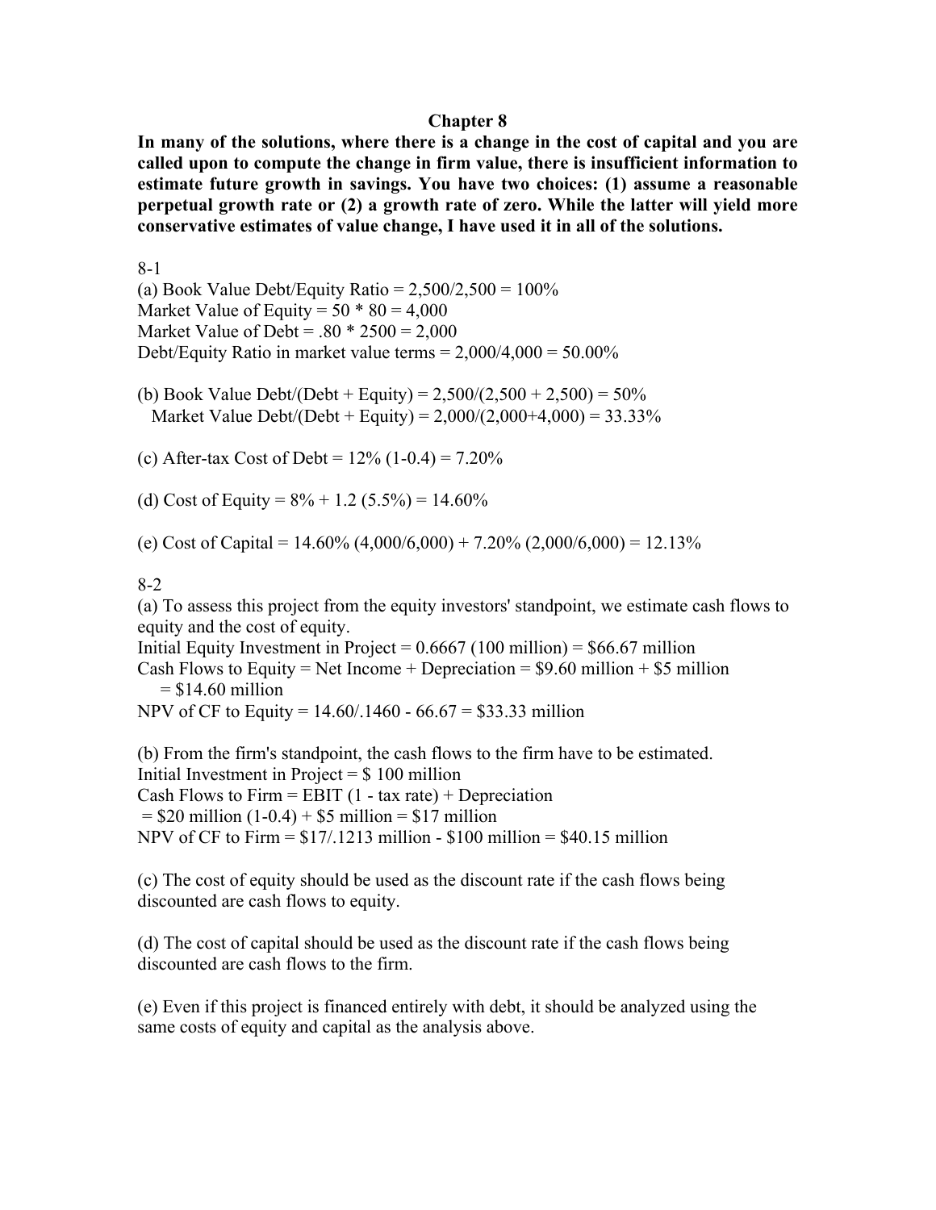# Chapter 8

**In many of the solutions, where there is a change in the cost of capital and you are called upon to compute the change in firm value, there is insufficient information to estimate future growth in savings. You have two choices: (1) assume a reasonable perpetual growth rate or (2) a growth rate of zero. While the latter will yield more conservative estimates of value change, I have used it in all of the solutions.**

8-1

(a) Book Value Debt/Equity Ratio = 2,500/2,500 = 100%
Market Value of Equity = 50 * 80 = 4,000
Market Value of Debt = .80 * 2500 = 2,000
Debt/Equity Ratio in market value terms = 2,000/4,000 = 50.00%

(b) Book Value Debt/(Debt + Equity) = 2,500/(2,500 + 2,500) = 50%
Market Value Debt/(Debt + Equity) = 2,000/(2,000+4,000) = 33.33%

(c) After-tax Cost of Debt = 12% (1-0.4) = 7.20%

(d) Cost of Equity = 8% + 1.2 (5.5%) = 14.60%

(e) Cost of Capital = 14.60% (4,000/6,000) + 7.20% (2,000/6,000) = 12.13%

8-2

(a) To assess this project from the equity investors' standpoint, we estimate cash flows to equity and the cost of equity.
Initial Equity Investment in Project = 0.6667 (100 million) = \$66.67 million
Cash Flows to Equity = Net Income + Depreciation = \$9.60 million + \$5 million
= \$14.60 million
NPV of CF to Equity = 14.60/.1460 - 66.67 = \$33.33 million

(b) From the firm's standpoint, the cash flows to the firm have to be estimated.
Initial Investment in Project = \$ 100 million
Cash Flows to Firm = EBIT (1 - tax rate) + Depreciation
= \$20 million (1-0.4) + \$5 million = \$17 million
NPV of CF to Firm = \$17/.1213 million - \$100 million = \$40.15 million

(c) The cost of equity should be used as the discount rate if the cash flows being discounted are cash flows to equity.

(d) The cost of capital should be used as the discount rate if the cash flows being discounted are cash flows to the firm.

(e) Even if this project is financed entirely with debt, it should be analyzed using the same costs of equity and capital as the analysis above.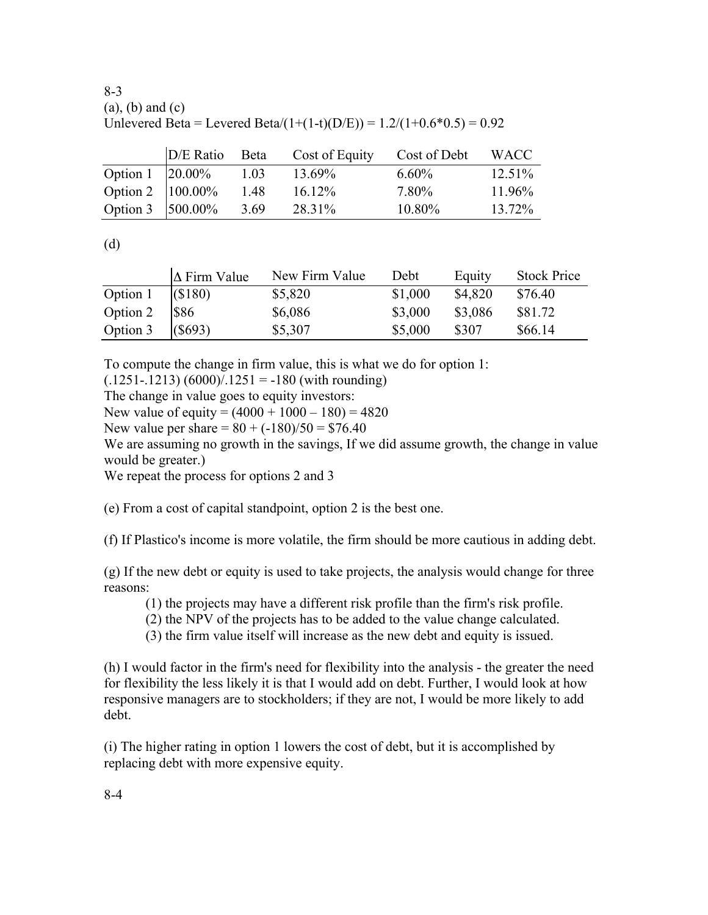8-3

(a), (b) and (c)

Unlevered Beta = Levered Beta/(1+(1-t)(D/E)) = 1.2/(1+0.6*0.5) = 0.92

| | D/E Ratio | Beta | Cost of Equity | Cost of Debt | WACC |
|---|---|---|---|---|---|
| Option 1 | 20.00% | 1.03 | 13.69% | 6.60% | 12.51% |
| Option 2 | 100.00% | 1.48 | 16.12% | 7.80% | 11.96% |
| Option 3 | 500.00% | 3.69 | 28.31% | 10.80% | 13.72% |

(d)

| | Δ Firm Value | New Firm Value | Debt | Equity | Stock Price |
|---|---|---|---|---|---|
| Option 1 | ($180) | $5,820 | $1,000 | $4,820 | $76.40 |
| Option 2 | $86 | $6,086 | $3,000 | $3,086 | $81.72 |
| Option 3 | ($693) | $5,307 | $5,000 | $307 | $66.14 |

To compute the change in firm value, this is what we do for option 1:

(.1251-.1213) (6000)/.1251 = -180 (with rounding)

The change in value goes to equity investors:

New value of equity = (4000 + 1000 – 180) = 4820

New value per share = 80 + (-180)/50 = $76.40

We are assuming no growth in the savings, If we did assume growth, the change in value would be greater.)

We repeat the process for options 2 and 3

(e) From a cost of capital standpoint, option 2 is the best one.

(f) If Plastico's income is more volatile, the firm should be more cautious in adding debt.

(g) If the new debt or equity is used to take projects, the analysis would change for three reasons:

(1) the projects may have a different risk profile than the firm's risk profile.
(2) the NPV of the projects has to be added to the value change calculated.
(3) the firm value itself will increase as the new debt and equity is issued.

(h) I would factor in the firm's need for flexibility into the analysis - the greater the need for flexibility the less likely it is that I would add on debt. Further, I would look at how responsive managers are to stockholders; if they are not, I would be more likely to add debt.

(i) The higher rating in option 1 lowers the cost of debt, but it is accomplished by replacing debt with more expensive equity.

8-4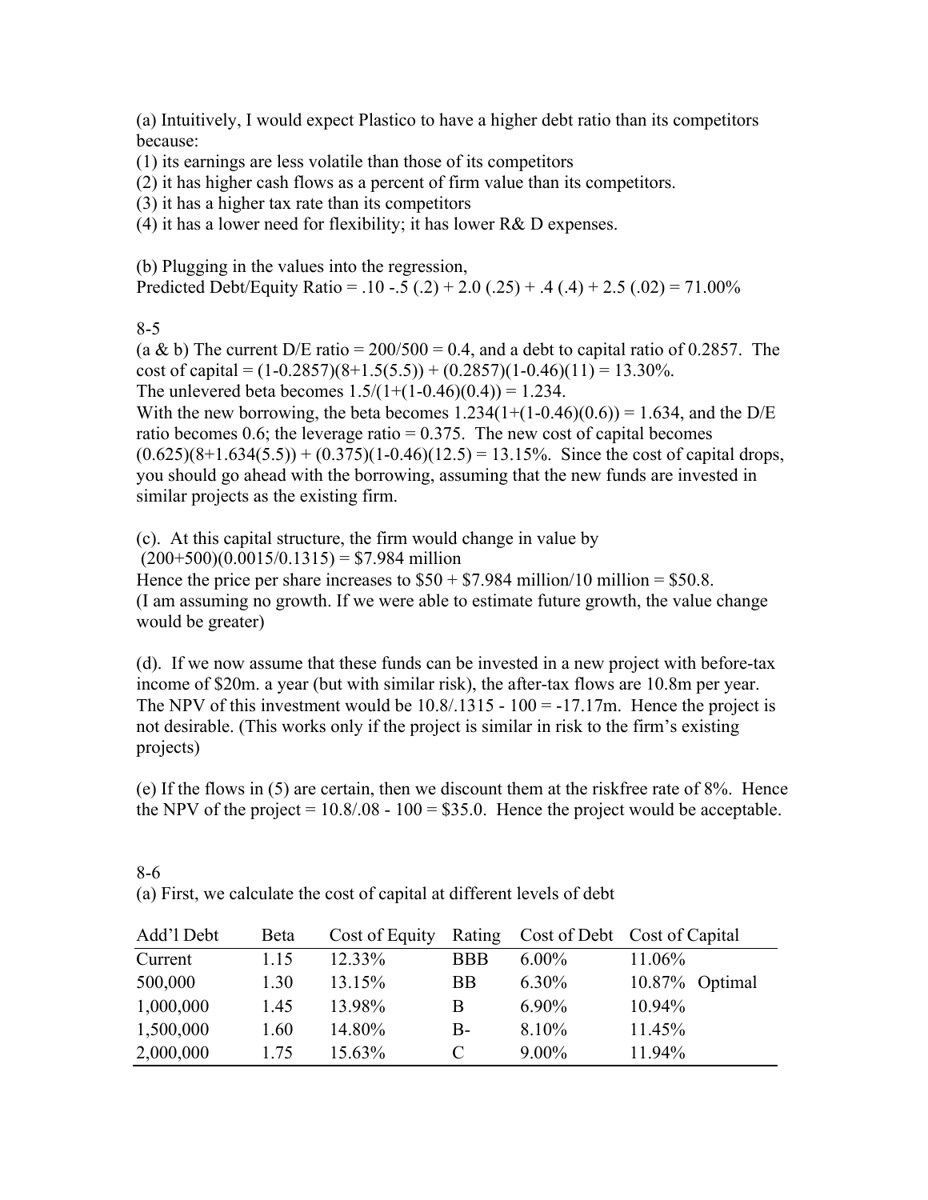(a) Intuitively, I would expect Plastico to have a higher debt ratio than its competitors because:
(1) its earnings are less volatile than those of its competitors
(2) it has higher cash flows as a percent of firm value than its competitors.
(3) it has a higher tax rate than its competitors
(4) it has a lower need for flexibility; it has lower R& D expenses.

(b) Plugging in the values into the regression,
Predicted Debt/Equity Ratio = .10 -.5 (.2) + 2.0 (.25) + .4 (.4) + 2.5 (.02) = 71.00%

8-5

(a & b) The current D/E ratio = 200/500 = 0.4, and a debt to capital ratio of 0.2857. The cost of capital = (1-0.2857)(8+1.5(5.5)) + (0.2857)(1-0.46)(11) = 13.30%.
The unlevered beta becomes 1.5/(1+(1-0.46)(0.4)) = 1.234.
With the new borrowing, the beta becomes 1.234(1+(1-0.46)(0.6)) = 1.634, and the D/E ratio becomes 0.6; the leverage ratio = 0.375. The new cost of capital becomes (0.625)(8+1.634(5.5)) + (0.375)(1-0.46)(12.5) = 13.15%. Since the cost of capital drops, you should go ahead with the borrowing, assuming that the new funds are invested in similar projects as the existing firm.

(c). At this capital structure, the firm would change in value by
(200+500)(0.0015/0.1315) = $7.984 million
Hence the price per share increases to $50 + $7.984 million/10 million = $50.8.
(I am assuming no growth. If we were able to estimate future growth, the value change would be greater)

(d). If we now assume that these funds can be invested in a new project with before-tax income of $20m. a year (but with similar risk), the after-tax flows are 10.8m per year. The NPV of this investment would be 10.8/.1315 - 100 = -17.17m. Hence the project is not desirable. (This works only if the project is similar in risk to the firm's existing projects)

(e) If the flows in (5) are certain, then we discount them at the riskfree rate of 8%. Hence the NPV of the project = 10.8/.08 - 100 = $35.0. Hence the project would be acceptable.

8-6

(a) First, we calculate the cost of capital at different levels of debt

| Add'l Debt | Beta | Cost of Equity | Rating | Cost of Debt | Cost of Capital |
|---|---|---|---|---|---|
| Current | 1.15 | 12.33% | BBB | 6.00% | 11.06% |
| 500,000 | 1.30 | 13.15% | BB | 6.30% | 10.87% Optimal |
| 1,000,000 | 1.45 | 13.98% | B | 6.90% | 10.94% |
| 1,500,000 | 1.60 | 14.80% | B- | 8.10% | 11.45% |
| 2,000,000 | 1.75 | 15.63% | C | 9.00% | 11.94% |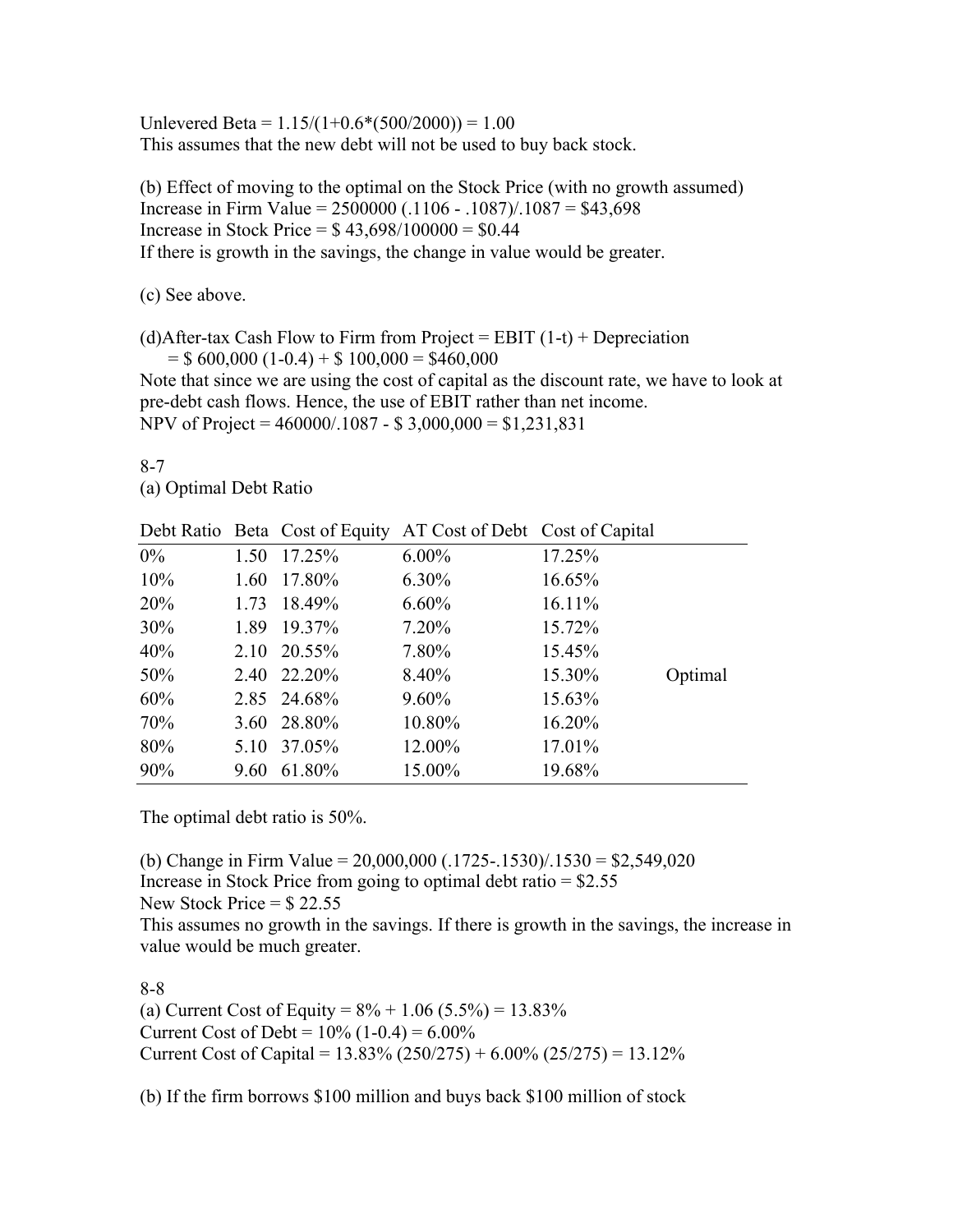Unlevered Beta = 1.15/(1+0.6*(500/2000)) = 1.00
This assumes that the new debt will not be used to buy back stock.

(b) Effect of moving to the optimal on the Stock Price (with no growth assumed)
Increase in Firm Value = 2500000 (.1106 - .1087)/.1087 = $43,698
Increase in Stock Price = $ 43,698/100000 = $0.44
If there is growth in the savings, the change in value would be greater.

(c) See above.

(d)After-tax Cash Flow to Firm from Project = EBIT (1-t) + Depreciation
= $ 600,000 (1-0.4) + $ 100,000 = $460,000
Note that since we are using the cost of capital as the discount rate, we have to look at pre-debt cash flows. Hence, the use of EBIT rather than net income.
NPV of Project = 460000/.1087 - $ 3,000,000 = $1,231,831

8-7
(a) Optimal Debt Ratio

| Debt Ratio | Beta | Cost of Equity | AT Cost of Debt | Cost of Capital | |
|---|---|---|---|---|---|
| 0% | 1.50 | 17.25% | 6.00% | 17.25% | |
| 10% | 1.60 | 17.80% | 6.30% | 16.65% | |
| 20% | 1.73 | 18.49% | 6.60% | 16.11% | |
| 30% | 1.89 | 19.37% | 7.20% | 15.72% | |
| 40% | 2.10 | 20.55% | 7.80% | 15.45% | |
| 50% | 2.40 | 22.20% | 8.40% | 15.30% | Optimal |
| 60% | 2.85 | 24.68% | 9.60% | 15.63% | |
| 70% | 3.60 | 28.80% | 10.80% | 16.20% | |
| 80% | 5.10 | 37.05% | 12.00% | 17.01% | |
| 90% | 9.60 | 61.80% | 15.00% | 19.68% | |

The optimal debt ratio is 50%.

(b) Change in Firm Value = 20,000,000 (.1725-.1530)/.1530 = $2,549,020
Increase in Stock Price from going to optimal debt ratio = $2.55
New Stock Price = $ 22.55
This assumes no growth in the savings. If there is growth in the savings, the increase in value would be much greater.

8-8
(a) Current Cost of Equity = 8% + 1.06 (5.5%) = 13.83%
Current Cost of Debt = 10% (1-0.4) = 6.00%
Current Cost of Capital = 13.83% (250/275) + 6.00% (25/275) = 13.12%

(b) If the firm borrows $100 million and buys back $100 million of stock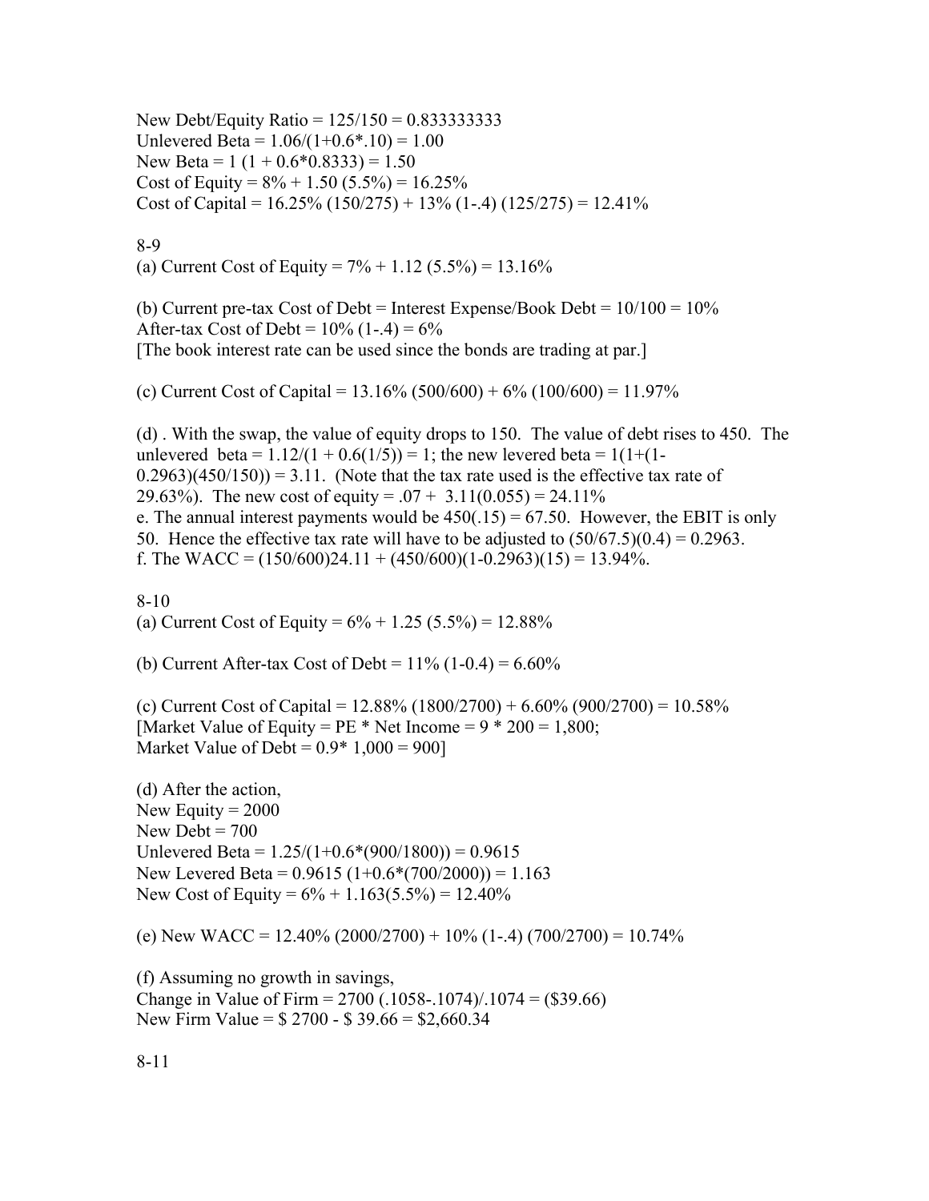New Debt/Equity Ratio = 125/150 = 0.833333333
Unlevered Beta = 1.06/(1+0.6*.10) = 1.00
New Beta = 1 (1 + 0.6*0.8333) = 1.50
Cost of Equity = 8% + 1.50 (5.5%) = 16.25%
Cost of Capital = 16.25% (150/275) + 13% (1-.4) (125/275) = 12.41%

8-9

(a) Current Cost of Equity = 7% + 1.12 (5.5%) = 13.16%

(b) Current pre-tax Cost of Debt = Interest Expense/Book Debt = 10/100 = 10%
After-tax Cost of Debt = 10% (1-.4) = 6%
[The book interest rate can be used since the bonds are trading at par.]

(c) Current Cost of Capital = 13.16% (500/600) + 6% (100/600) = 11.97%

(d) . With the swap, the value of equity drops to 150. The value of debt rises to 450. The unlevered beta = 1.12/(1 + 0.6(1/5)) = 1; the new levered beta = 1(1+(1-0.2963)(450/150)) = 3.11. (Note that the tax rate used is the effective tax rate of 29.63%). The new cost of equity = .07 + 3.11(0.055) = 24.11%
e. The annual interest payments would be 450(.15) = 67.50. However, the EBIT is only 50. Hence the effective tax rate will have to be adjusted to (50/67.5)(0.4) = 0.2963.
f. The WACC = (150/600)24.11 + (450/600)(1-0.2963)(15) = 13.94%.

8-10

(a) Current Cost of Equity = 6% + 1.25 (5.5%) = 12.88%

(b) Current After-tax Cost of Debt = 11% (1-0.4) = 6.60%

(c) Current Cost of Capital = 12.88% (1800/2700) + 6.60% (900/2700) = 10.58%
[Market Value of Equity = PE * Net Income = 9 * 200 = 1,800;
Market Value of Debt = 0.9* 1,000 = 900]

(d) After the action,
New Equity = 2000
New Debt = 700
Unlevered Beta = 1.25/(1+0.6*(900/1800)) = 0.9615
New Levered Beta = 0.9615 (1+0.6*(700/2000)) = 1.163
New Cost of Equity = 6% + 1.163(5.5%) = 12.40%

(e) New WACC = 12.40% (2000/2700) + 10% (1-.4) (700/2700) = 10.74%

(f) Assuming no growth in savings,
Change in Value of Firm = 2700 (.1058-.1074)/.1074 = ($39.66)
New Firm Value = $ 2700 - $ 39.66 = $2,660.34

8-11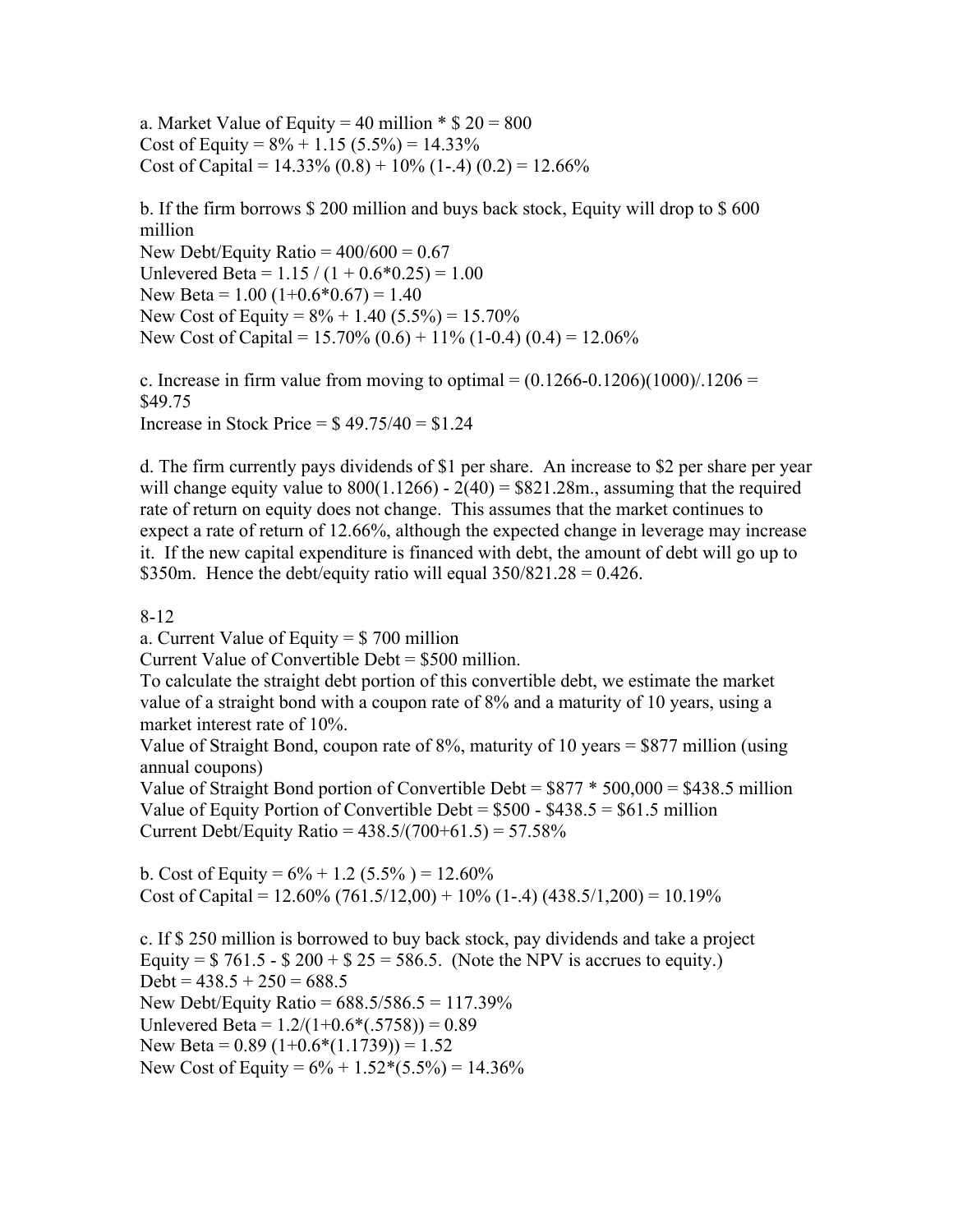a. Market Value of Equity = 40 million * $ 20 = 800
Cost of Equity = 8% + 1.15 (5.5%) = 14.33%
Cost of Capital = 14.33% (0.8) + 10% (1-.4) (0.2) = 12.66%

b. If the firm borrows $ 200 million and buys back stock, Equity will drop to $ 600 million
New Debt/Equity Ratio = 400/600 = 0.67
Unlevered Beta = 1.15 / (1 + 0.6*0.25) = 1.00
New Beta = 1.00 (1+0.6*0.67) = 1.40
New Cost of Equity = 8% + 1.40 (5.5%) = 15.70%
New Cost of Capital = 15.70% (0.6) + 11% (1-0.4) (0.4) = 12.06%

c. Increase in firm value from moving to optimal = (0.1266-0.1206)(1000)/.1206 = $49.75
Increase in Stock Price = $ 49.75/40 = $1.24

d. The firm currently pays dividends of $1 per share. An increase to $2 per share per year will change equity value to 800(1.1266) - 2(40) = $821.28m., assuming that the required rate of return on equity does not change. This assumes that the market continues to expect a rate of return of 12.66%, although the expected change in leverage may increase it. If the new capital expenditure is financed with debt, the amount of debt will go up to $350m. Hence the debt/equity ratio will equal 350/821.28 = 0.426.

8-12
a. Current Value of Equity = $ 700 million
Current Value of Convertible Debt = $500 million.
To calculate the straight debt portion of this convertible debt, we estimate the market value of a straight bond with a coupon rate of 8% and a maturity of 10 years, using a market interest rate of 10%.
Value of Straight Bond, coupon rate of 8%, maturity of 10 years = $877 million (using annual coupons)
Value of Straight Bond portion of Convertible Debt = $877 * 500,000 = $438.5 million
Value of Equity Portion of Convertible Debt = $500 - $438.5 = $61.5 million
Current Debt/Equity Ratio = 438.5/(700+61.5) = 57.58%

b. Cost of Equity = 6% + 1.2 (5.5% ) = 12.60%
Cost of Capital = 12.60% (761.5/12,00) + 10% (1-.4) (438.5/1,200) = 10.19%

c. If $ 250 million is borrowed to buy back stock, pay dividends and take a project
Equity = $ 761.5 - $ 200 + $ 25 = 586.5. (Note the NPV is accrues to equity.)
Debt = 438.5 + 250 = 688.5
New Debt/Equity Ratio = 688.5/586.5 = 117.39%
Unlevered Beta = 1.2/(1+0.6*(.5758)) = 0.89
New Beta = 0.89 (1+0.6*(1.1739)) = 1.52
New Cost of Equity = 6% + 1.52*(5.5%) = 14.36%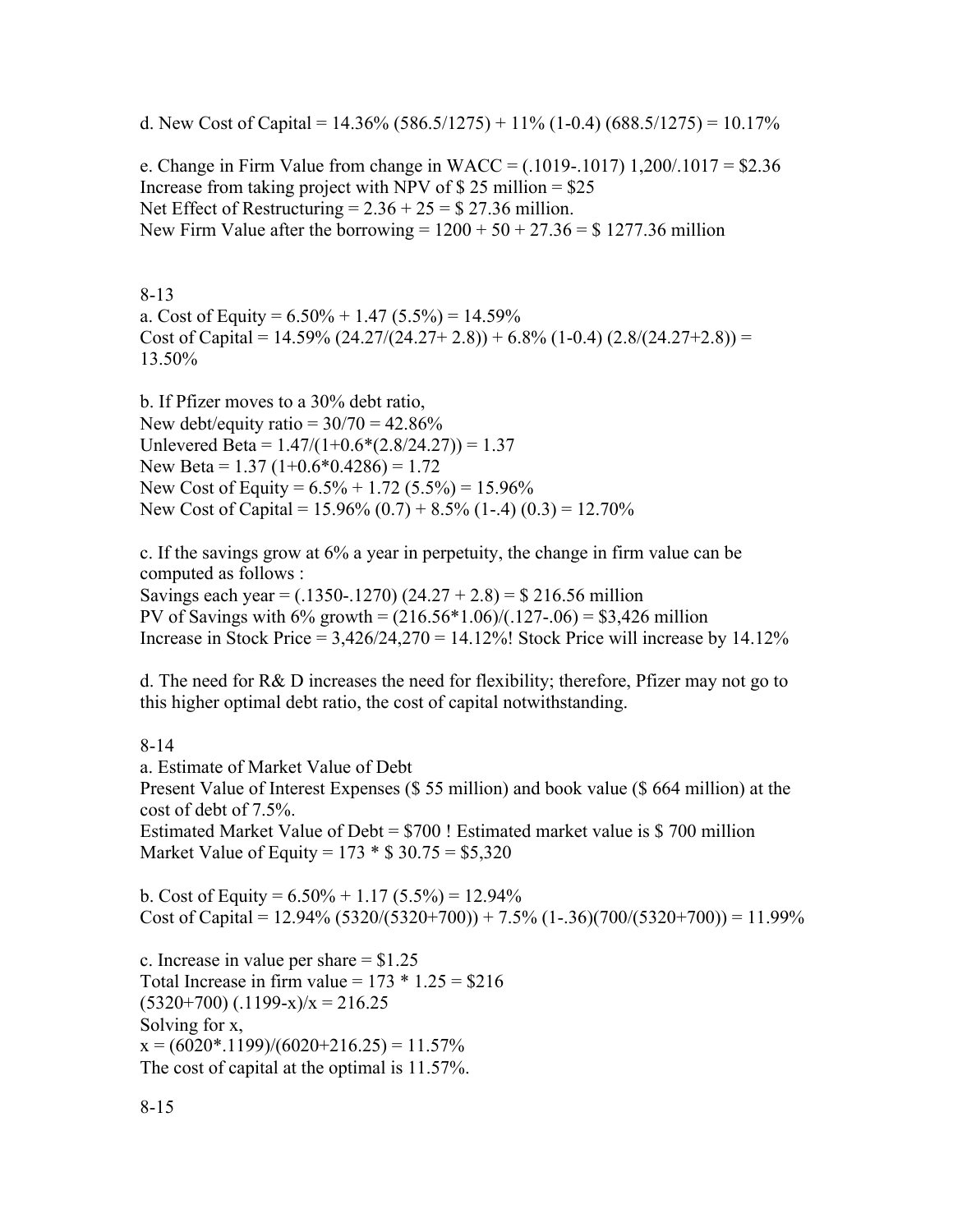d. New Cost of Capital = 14.36% (586.5/1275) + 11% (1-0.4) (688.5/1275) = 10.17%

e. Change in Firm Value from change in WACC = (.1019-.1017) 1,200/.1017 = $2.36
Increase from taking project with NPV of $ 25 million = $25
Net Effect of Restructuring = 2.36 + 25 = $ 27.36 million.
New Firm Value after the borrowing = 1200 + 50 + 27.36 = $ 1277.36 million

8-13
a. Cost of Equity = 6.50% + 1.47 (5.5%) = 14.59%
Cost of Capital = 14.59% (24.27/(24.27+ 2.8)) + 6.8% (1-0.4) (2.8/(24.27+2.8)) = 13.50%

b. If Pfizer moves to a 30% debt ratio,
New debt/equity ratio = 30/70 = 42.86%
Unlevered Beta = 1.47/(1+0.6*(2.8/24.27)) = 1.37
New Beta = 1.37 (1+0.6*0.4286) = 1.72
New Cost of Equity = 6.5% + 1.72 (5.5%) = 15.96%
New Cost of Capital = 15.96% (0.7) + 8.5% (1-.4) (0.3) = 12.70%

c. If the savings grow at 6% a year in perpetuity, the change in firm value can be computed as follows :
Savings each year = (.1350-.1270) (24.27 + 2.8) = $ 216.56 million
PV of Savings with 6% growth = (216.56*1.06)/(.127-.06) = $3,426 million
Increase in Stock Price = 3,426/24,270 = 14.12%! Stock Price will increase by 14.12%

d. The need for R& D increases the need for flexibility; therefore, Pfizer may not go to this higher optimal debt ratio, the cost of capital notwithstanding.

8-14
a. Estimate of Market Value of Debt
Present Value of Interest Expenses ($ 55 million) and book value ($ 664 million) at the cost of debt of 7.5%.
Estimated Market Value of Debt = $700 ! Estimated market value is $ 700 million
Market Value of Equity = 173 * $ 30.75 = $5,320

b. Cost of Equity = 6.50% + 1.17 (5.5%) = 12.94%
Cost of Capital = 12.94% (5320/(5320+700)) + 7.5% (1-.36)(700/(5320+700)) = 11.99%

c. Increase in value per share = $1.25
Total Increase in firm value = 173 * 1.25 = $216
(5320+700) (.1199-x)/x = 216.25
Solving for x,
x = (6020*.1199)/(6020+216.25) = 11.57%
The cost of capital at the optimal is 11.57%.

8-15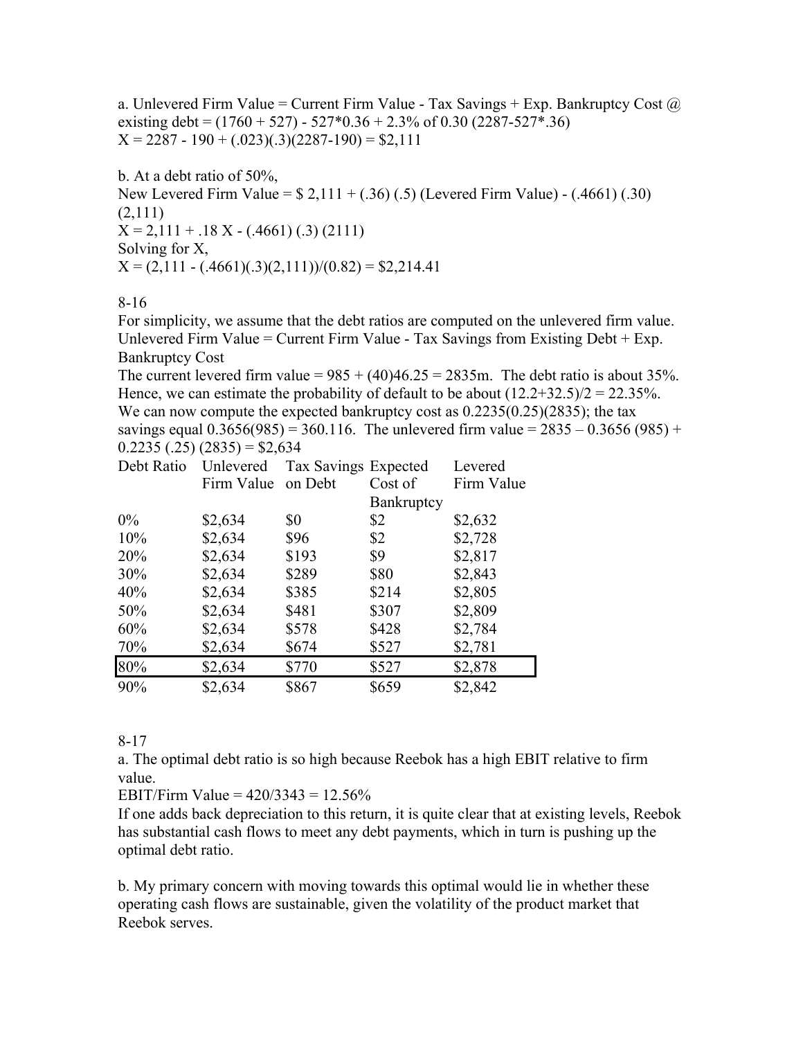a. Unlevered Firm Value = Current Firm Value - Tax Savings + Exp. Bankruptcy Cost @ existing debt = (1760 + 527) - 527*0.36 + 2.3% of 0.30 (2287-527*.36)
X = 2287 - 190 + (.023)(.3)(2287-190) = $2,111

b. At a debt ratio of 50%,
New Levered Firm Value = $ 2,111 + (.36) (.5) (Levered Firm Value) - (.4661) (.30) (2,111)
X = 2,111 + .18 X - (.4661) (.3) (2111)
Solving for X,
X = (2,111 - (.4661)(.3)(2,111))/(0.82) = $2,214.41

8-16

For simplicity, we assume that the debt ratios are computed on the unlevered firm value.
Unlevered Firm Value = Current Firm Value - Tax Savings from Existing Debt + Exp. Bankruptcy Cost
The current levered firm value = 985 + (40)46.25 = 2835m. The debt ratio is about 35%. Hence, we can estimate the probability of default to be about (12.2+32.5)/2 = 22.35%. We can now compute the expected bankruptcy cost as 0.2235(0.25)(2835); the tax savings equal 0.3656(985) = 360.116. The unlevered firm value = 2835 – 0.3656 (985) + 0.2235 (.25) (2835) = $2,634

| Debt Ratio | Unlevered Firm Value | Tax Savings on Debt | Expected Cost of Bankruptcy | Levered Firm Value |
|---|---|---|---|---|
| 0% | $2,634 | $0 | $2 | $2,632 |
| 10% | $2,634 | $96 | $2 | $2,728 |
| 20% | $2,634 | $193 | $9 | $2,817 |
| 30% | $2,634 | $289 | $80 | $2,843 |
| 40% | $2,634 | $385 | $214 | $2,805 |
| 50% | $2,634 | $481 | $307 | $2,809 |
| 60% | $2,634 | $578 | $428 | $2,784 |
| 70% | $2,634 | $674 | $527 | $2,781 |
| 80% | $2,634 | $770 | $527 | $2,878 |
| 90% | $2,634 | $867 | $659 | $2,842 |

8-17

a. The optimal debt ratio is so high because Reebok has a high EBIT relative to firm value.
EBIT/Firm Value = 420/3343 = 12.56%
If one adds back depreciation to this return, it is quite clear that at existing levels, Reebok has substantial cash flows to meet any debt payments, which in turn is pushing up the optimal debt ratio.

b. My primary concern with moving towards this optimal would lie in whether these operating cash flows are sustainable, given the volatility of the product market that Reebok serves.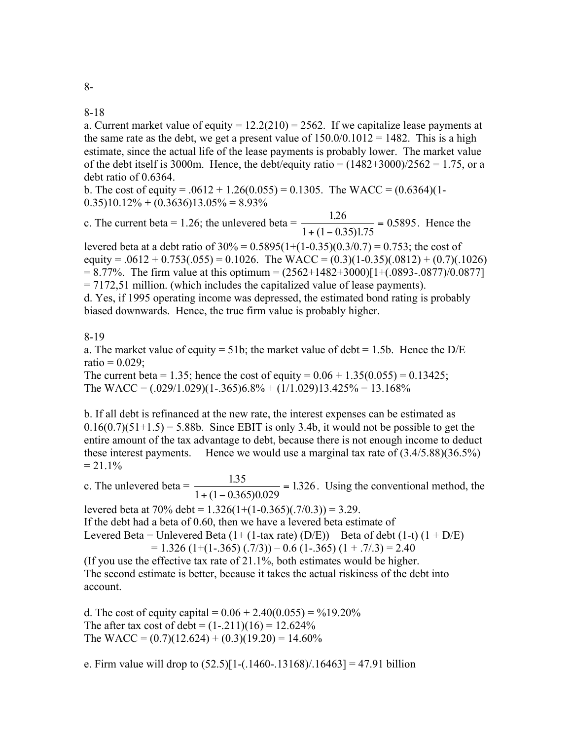8-

8-18

a. Current market value of equity = 12.2(210) = 2562. If we capitalize lease payments at the same rate as the debt, we get a present value of 150.0/0.1012 = 1482. This is a high estimate, since the actual life of the lease payments is probably lower. The market value of the debt itself is 3000m. Hence, the debt/equity ratio = (1482+3000)/2562 = 1.75, or a debt ratio of 0.6364.

b. The cost of equity = .0612 + 1.26(0.055) = 0.1305. The WACC = (0.6364)(1-0.35)10.12% + (0.3636)13.05% = 8.93%

c. The current beta = 1.26; the unlevered beta = $\frac{1.26}{1+(1-0.35)1.75} = 0.5895$. Hence the levered beta at a debt ratio of 30% = 0.5895(1+(1-0.35)(0.3/0.7) = 0.753; the cost of equity = .0612 + 0.753(.055) = 0.1026. The WACC = (0.3)(1-0.35)(.0812) + (0.7)(.1026) = 8.77%. The firm value at this optimum = (2562+1482+3000)[1+(.0893-.0877)/0.0877] = 7172,51 million. (which includes the capitalized value of lease payments).

d. Yes, if 1995 operating income was depressed, the estimated bond rating is probably biased downwards. Hence, the true firm value is probably higher.

8-19

a. The market value of equity = 51b; the market value of debt = 1.5b. Hence the D/E ratio = 0.029;
The current beta = 1.35; hence the cost of equity = 0.06 + 1.35(0.055) = 0.13425;
The WACC = (.029/1.029)(1-.365)6.8% + (1/1.029)13.425% = 13.168%

b. If all debt is refinanced at the new rate, the interest expenses can be estimated as 0.16(0.7)(51+1.5) = 5.88b. Since EBIT is only 3.4b, it would not be possible to get the entire amount of the tax advantage to debt, because there is not enough income to deduct these interest payments. Hence we would use a marginal tax rate of (3.4/5.88)(36.5%) = 21.1%

c. The unlevered beta = $\frac{1.35}{1+(1-0.365)0.029} = 1.326$. Using the conventional method, the levered beta at 70% debt = 1.326(1+(1-0.365)(.7/0.3)) = 3.29.
If the debt had a beta of 0.60, then we have a levered beta estimate of
Levered Beta = Unlevered Beta (1+ (1-tax rate) (D/E)) – Beta of debt (1-t) (1 + D/E)
= 1.326 (1+(1-.365) (.7/3)) – 0.6 (1-.365) (1 + .7/.3) = 2.40
(If you use the effective tax rate of 21.1%, both estimates would be higher.
The second estimate is better, because it takes the actual riskiness of the debt into account.

d. The cost of equity capital = 0.06 + 2.40(0.055) = %19.20%
The after tax cost of debt = (1-.211)(16) = 12.624%
The WACC = (0.7)(12.624) + (0.3)(19.20) = 14.60%

e. Firm value will drop to (52.5)[1-(.1460-.13168)/.16463] = 47.91 billion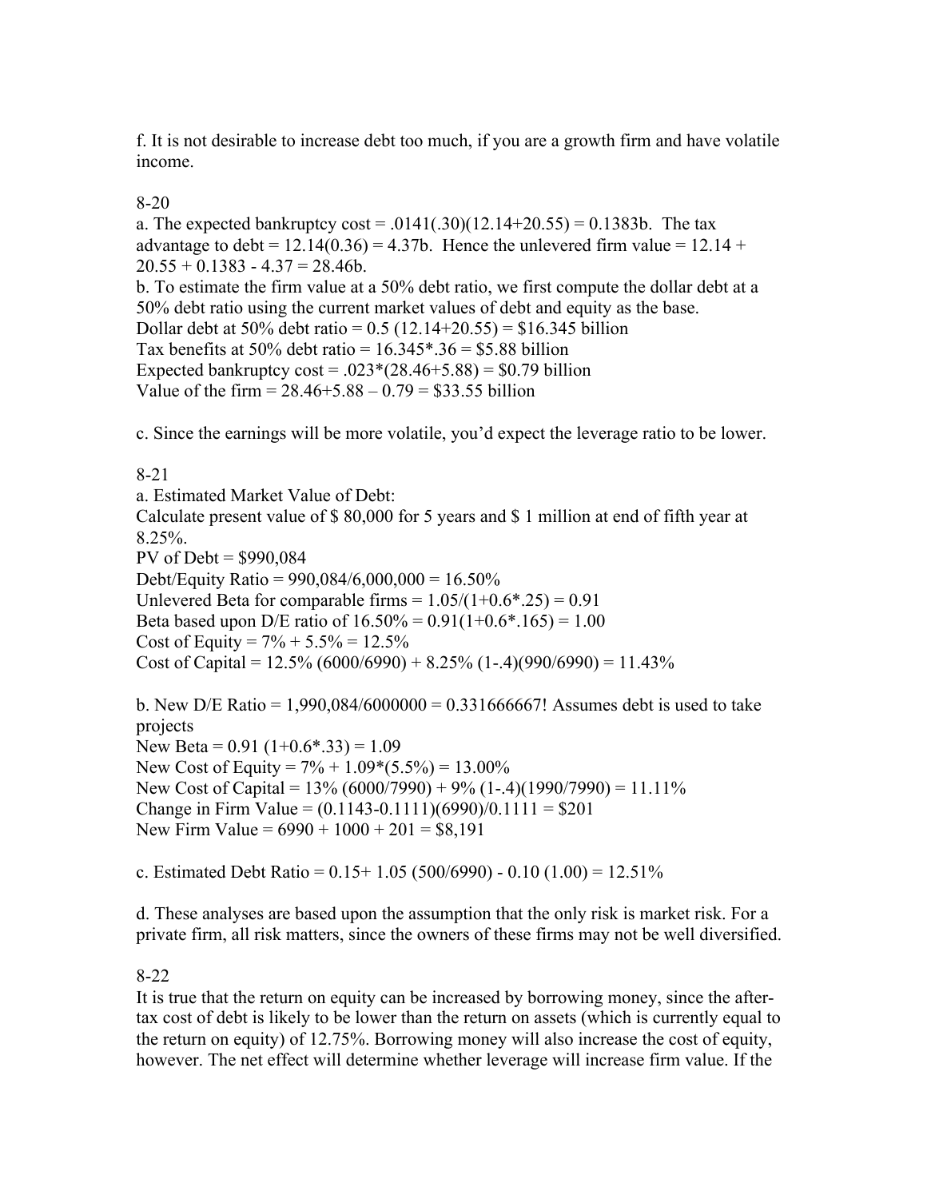f. It is not desirable to increase debt too much, if you are a growth firm and have volatile income.

8-20

a. The expected bankruptcy cost = .0141(.30)(12.14+20.55) = 0.1383b. The tax advantage to debt = 12.14(0.36) = 4.37b. Hence the unlevered firm value = 12.14 + 20.55 + 0.1383 - 4.37 = 28.46b.

b. To estimate the firm value at a 50% debt ratio, we first compute the dollar debt at a 50% debt ratio using the current market values of debt and equity as the base.

Dollar debt at 50% debt ratio = 0.5 (12.14+20.55) = $16.345 billion

Tax benefits at 50% debt ratio = 16.345*.36 = $5.88 billion

Expected bankruptcy cost = .023*(28.46+5.88) = $0.79 billion

Value of the firm = 28.46+5.88 – 0.79 = $33.55 billion

c. Since the earnings will be more volatile, you'd expect the leverage ratio to be lower.

8-21

a. Estimated Market Value of Debt:

Calculate present value of $ 80,000 for 5 years and $ 1 million at end of fifth year at 8.25%.

PV of Debt = $990,084

Debt/Equity Ratio = 990,084/6,000,000 = 16.50%

Unlevered Beta for comparable firms = 1.05/(1+0.6*.25) = 0.91

Beta based upon D/E ratio of 16.50% = 0.91(1+0.6*.165) = 1.00

Cost of Equity = 7% + 5.5% = 12.5%

Cost of Capital = 12.5% (6000/6990) + 8.25% (1-.4)(990/6990) = 11.43%

b. New D/E Ratio = 1,990,084/6000000 = 0.331666667! Assumes debt is used to take projects

New Beta = 0.91 (1+0.6*.33) = 1.09

New Cost of Equity = 7% + 1.09*(5.5%) = 13.00%

New Cost of Capital = 13% (6000/7990) + 9% (1-.4)(1990/7990) = 11.11%

Change in Firm Value = (0.1143-0.1111)(6990)/0.1111 = $201

New Firm Value = 6990 + 1000 + 201 = $8,191

c. Estimated Debt Ratio = 0.15+ 1.05 (500/6990) - 0.10 (1.00) = 12.51%

d. These analyses are based upon the assumption that the only risk is market risk. For a private firm, all risk matters, since the owners of these firms may not be well diversified.

8-22

It is true that the return on equity can be increased by borrowing money, since the after-tax cost of debt is likely to be lower than the return on assets (which is currently equal to the return on equity) of 12.75%. Borrowing money will also increase the cost of equity, however. The net effect will determine whether leverage will increase firm value. If the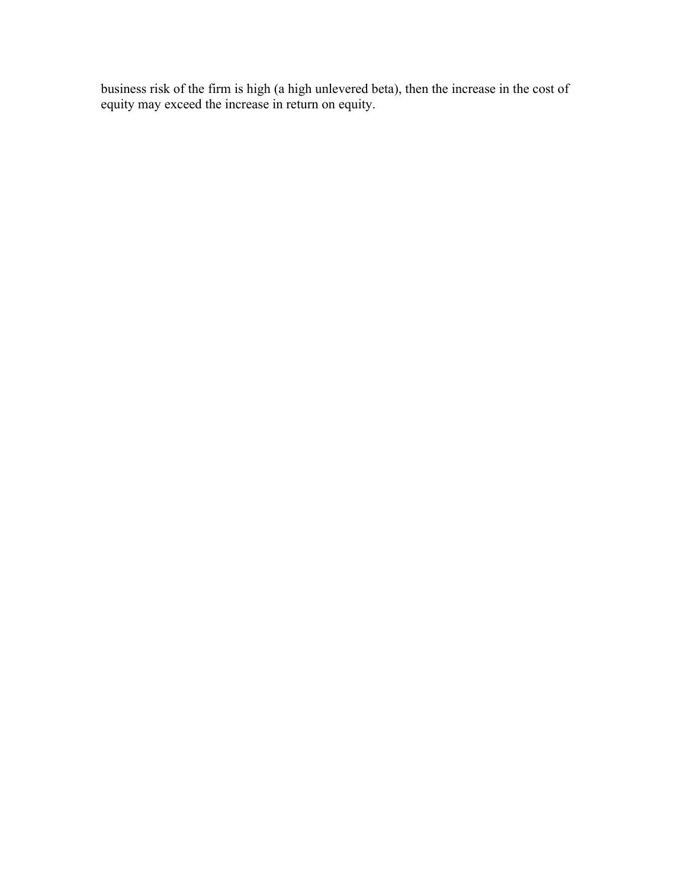business risk of the firm is high (a high unlevered beta), then the increase in the cost of equity may exceed the increase in return on equity.